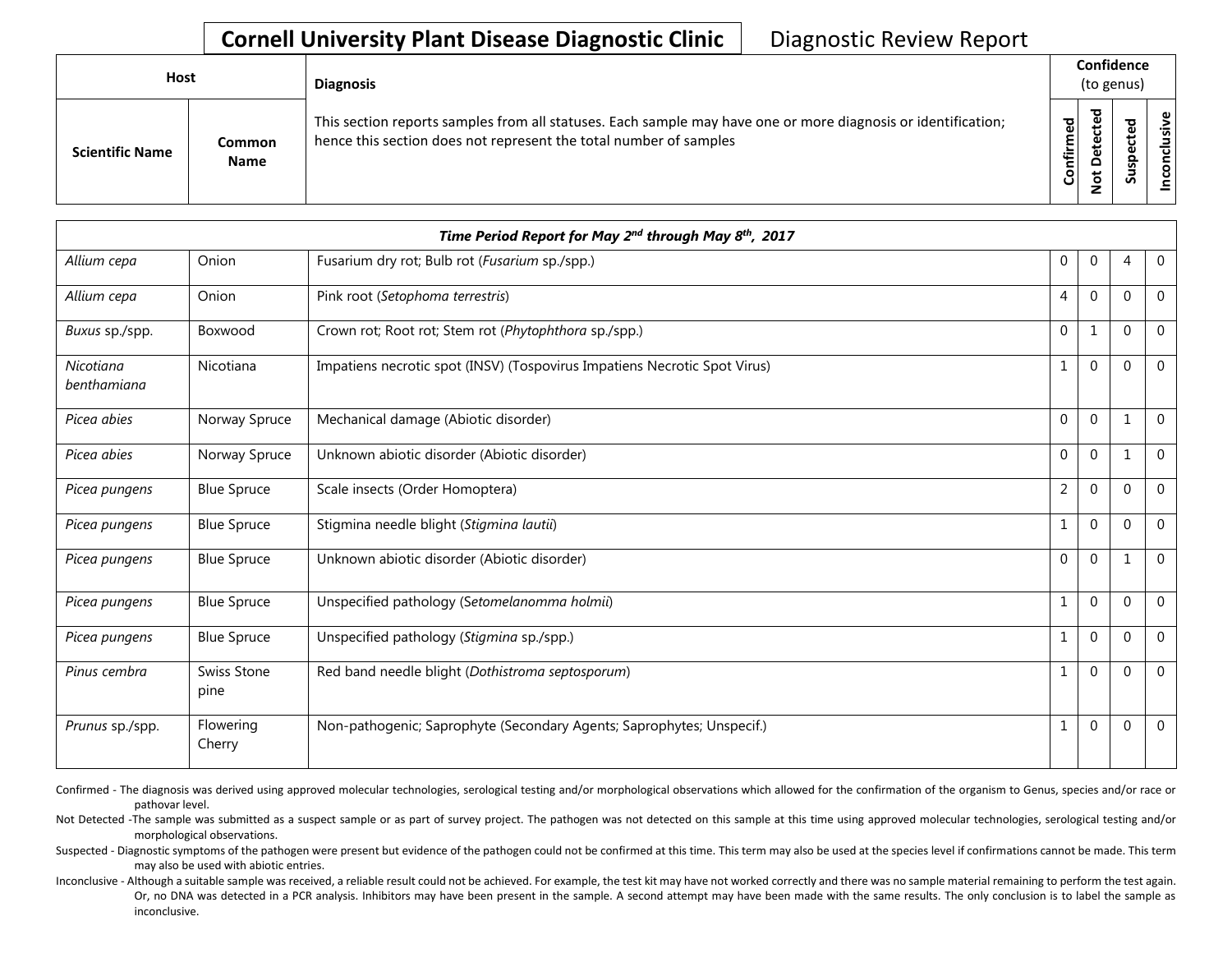# Cornell University Plant Disease Diagnostic Clinic

Diagnostic Review Report

| Host | | Diagnosis | Confidence (to genus) | | | |
|---|---|---|---|---|---|---|
| Scientific Name | Common Name | This section reports samples from all statuses. Each sample may have one or more diagnosis or identification; hence this section does not represent the total number of samples | Confirmed | Not Detected | Suspected | Inconclusive |

| *Time Period Report for May 2nd through May 8th, 2017* | | | | | | |
|---|---|---|---|---|---|---|
| *Allium cepa* | Onion | Fusarium dry rot; Bulb rot (*Fusarium* sp./spp.) | 0 | 0 | 4 | 0 |
| *Allium cepa* | Onion | Pink root (*Setophoma terrestris*) | 4 | 0 | 0 | 0 |
| *Buxus* sp./spp. | Boxwood | Crown rot; Root rot; Stem rot (*Phytophthora* sp./spp.) | 0 | 1 | 0 | 0 |
| *Nicotiana benthamiana* | Nicotiana | Impatiens necrotic spot (INSV) (Tospovirus Impatiens Necrotic Spot Virus) | 1 | 0 | 0 | 0 |
| *Picea abies* | Norway Spruce | Mechanical damage (Abiotic disorder) | 0 | 0 | 1 | 0 |
| *Picea abies* | Norway Spruce | Unknown abiotic disorder (Abiotic disorder) | 0 | 0 | 1 | 0 |
| *Picea pungens* | Blue Spruce | Scale insects (Order Homoptera) | 2 | 0 | 0 | 0 |
| *Picea pungens* | Blue Spruce | Stigmina needle blight (*Stigmina lautii*) | 1 | 0 | 0 | 0 |
| *Picea pungens* | Blue Spruce | Unknown abiotic disorder (Abiotic disorder) | 0 | 0 | 1 | 0 |
| *Picea pungens* | Blue Spruce | Unspecified pathology (*Setomelanomma holmii*) | 1 | 0 | 0 | 0 |
| *Picea pungens* | Blue Spruce | Unspecified pathology (*Stigmina* sp./spp.) | 1 | 0 | 0 | 0 |
| *Pinus cembra* | Swiss Stone pine | Red band needle blight (*Dothistroma septosporum*) | 1 | 0 | 0 | 0 |
| *Prunus* sp./spp. | Flowering Cherry | Non-pathogenic; Saprophyte (Secondary Agents; Saprophytes; Unspecif.) | 1 | 0 | 0 | 0 |

Confirmed - The diagnosis was derived using approved molecular technologies, serological testing and/or morphological observations which allowed for the confirmation of the organism to Genus, species and/or race or pathovar level.

Not Detected -The sample was submitted as a suspect sample or as part of survey project. The pathogen was not detected on this sample at this time using approved molecular technologies, serological testing and/or morphological observations.

Suspected - Diagnostic symptoms of the pathogen were present but evidence of the pathogen could not be confirmed at this time. This term may also be used at the species level if confirmations cannot be made. This term may also be used with abiotic entries.

Inconclusive - Although a suitable sample was received, a reliable result could not be achieved. For example, the test kit may have not worked correctly and there was no sample material remaining to perform the test again. Or, no DNA was detected in a PCR analysis. Inhibitors may have been present in the sample. A second attempt may have been made with the same results. The only conclusion is to label the sample as inconclusive.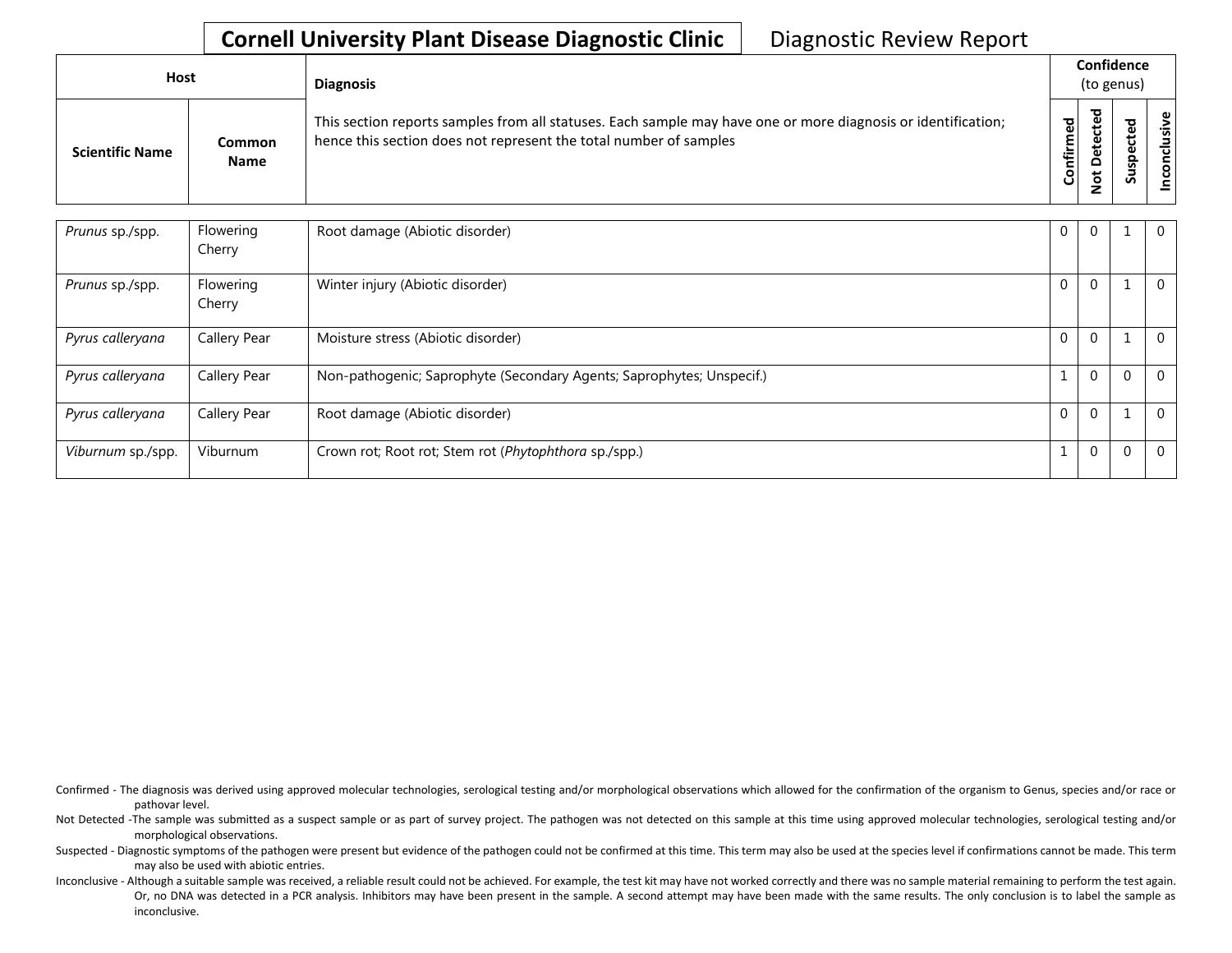## Cornell University Plant Disease Diagnostic Clinic

Diagnostic Review Report

| Host | | Diagnosis | Confidence (to genus) | | | |
|---|---|---|---|---|---|---|
| Scientific Name | Common Name | This section reports samples from all statuses. Each sample may have one or more diagnosis or identification; hence this section does not represent the total number of samples | Confirmed | Not Detected | Suspected | Inconclusive |
| *Prunus* sp./spp. | Flowering Cherry | Root damage (Abiotic disorder) | 0 | 0 | 1 | 0 |
| *Prunus* sp./spp. | Flowering Cherry | Winter injury (Abiotic disorder) | 0 | 0 | 1 | 0 |
| *Pyrus calleryana* | Callery Pear | Moisture stress (Abiotic disorder) | 0 | 0 | 1 | 0 |
| *Pyrus calleryana* | Callery Pear | Non-pathogenic; Saprophyte (Secondary Agents; Saprophytes; Unspecif.) | 1 | 0 | 0 | 0 |
| *Pyrus calleryana* | Callery Pear | Root damage (Abiotic disorder) | 0 | 0 | 1 | 0 |
| *Viburnum* sp./spp. | Viburnum | Crown rot; Root rot; Stem rot (*Phytophthora* sp./spp.) | 1 | 0 | 0 | 0 |

Confirmed - The diagnosis was derived using approved molecular technologies, serological testing and/or morphological observations which allowed for the confirmation of the organism to Genus, species and/or race or pathovar level.

Not Detected -The sample was submitted as a suspect sample or as part of survey project. The pathogen was not detected on this sample at this time using approved molecular technologies, serological testing and/or morphological observations.

Suspected - Diagnostic symptoms of the pathogen were present but evidence of the pathogen could not be confirmed at this time. This term may also be used at the species level if confirmations cannot be made. This term may also be used with abiotic entries.

Inconclusive - Although a suitable sample was received, a reliable result could not be achieved. For example, the test kit may have not worked correctly and there was no sample material remaining to perform the test again. Or, no DNA was detected in a PCR analysis. Inhibitors may have been present in the sample. A second attempt may have been made with the same results. The only conclusion is to label the sample as inconclusive.